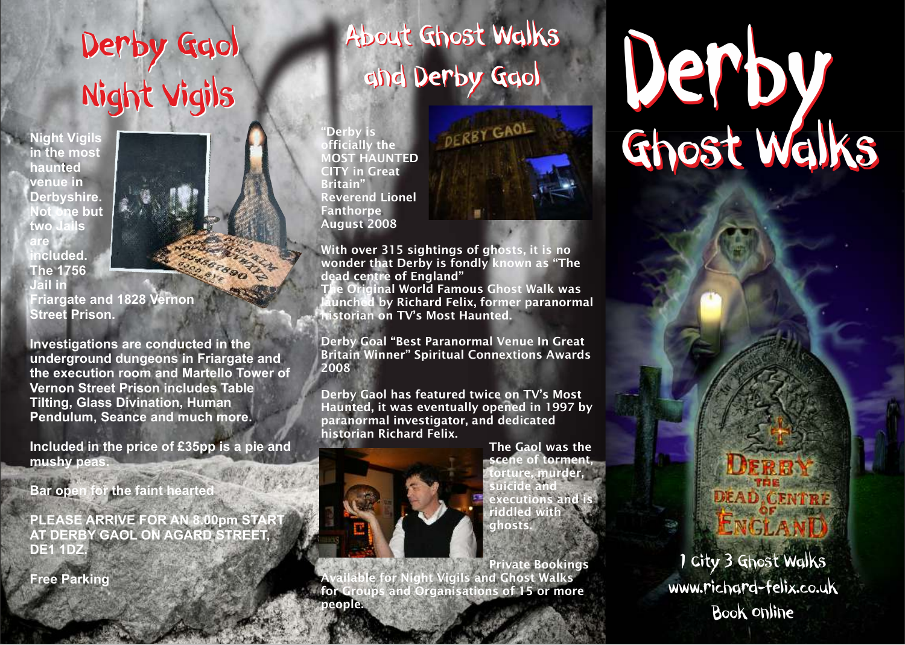# Derby Gaol Night Vigils

**Night Vigils in the most haunted venue in Derbyshire. Not one but two Jails are included. The 1756 Jail in Friargate and 1828 Vernon Street Prison.**

**Investigations are conducted in the underground dungeons in Friargate and the execution room and Martello Tower of Vernon Street Prison includes Table Tilting, Glass Divination, Human Pendulum, Seance and much more.**

**Included in the price of £35pp is a pie and mushy peas.**

**Bar open for the faint hearted**

**PLEASE ARRIVE FOR AN 8.00pm START AT DERBY GAOL ON AGARD STREET, DE1 1DZ.**

**Free Parking**

# About Ghost Walks and Derby Gaol

**"Derby is officially the MOST HAUNTED CITY in Great Britain"**
**Reverend Lionel Fanthorpe August 2008**

**With over 315 sightings of ghosts, it is no wonder that Derby is fondly known as "The dead centre of England"**
**The Original World Famous Ghost Walk was launched by Richard Felix, former paranormal historian on TV's Most Haunted.**

**Derby Goal "Best Paranormal Venue In Great Britain Winner" Spiritual Connextions Awards 2008**

**Derby Gaol has featured twice on TV's Most Haunted, it was eventually opened in 1997 by paranormal investigator, and dedicated historian Richard Felix.**

**The Gaol was the scene of torment, torture, murder, suicide and executions and is riddled with ghosts.**

**Private Bookings Available for Night Vigils and Ghost Walks for Groups and Organisations of 15 or more people.**

# Derby Ghost Walks

Derby the Dead Centre of England

1 City 3 Ghost Walks
www.richard-felix.co.uk
Book online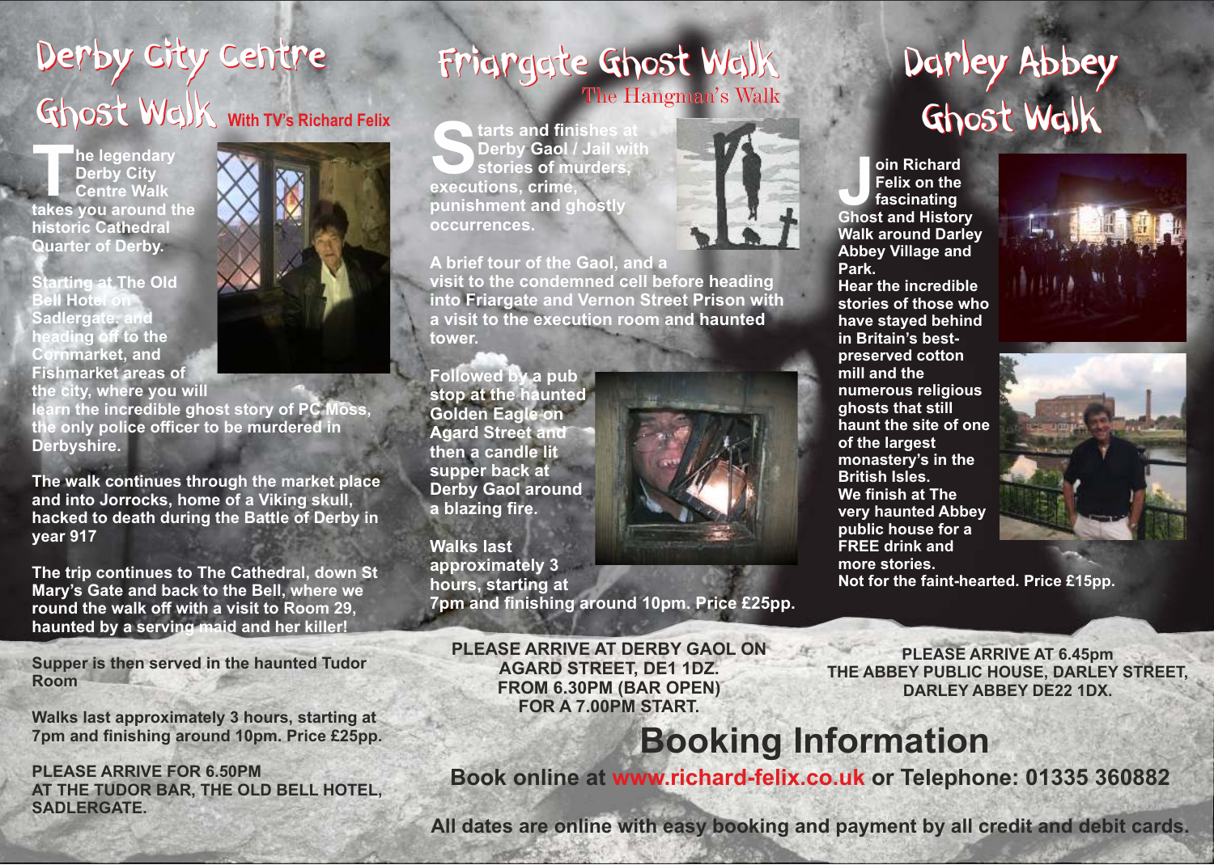# Derby City Centre Ghost Walk

**With TV's Richard Felix**

The legendary Derby City Centre Walk takes you around the historic Cathedral Quarter of Derby.

Starting at The Old Bell Hotel on Sadlergate. and heading off to the Cornmarket, and Fishmarket areas of the city, where you will learn the incredible ghost story of PC Moss, the only police officer to be murdered in Derbyshire.

The walk continues through the market place and into Jorrocks, home of a Viking skull, hacked to death during the Battle of Derby in year 917

The trip continues to The Cathedral, down St Mary's Gate and back to the Bell, where we round the walk off with a visit to Room 29, haunted by a serving maid and her killer!

Supper is then served in the haunted Tudor Room

Walks last approximately 3 hours, starting at 7pm and finishing around 10pm. Price £25pp.

**PLEASE ARRIVE FOR 6.50PM AT THE TUDOR BAR, THE OLD BELL HOTEL, SADLERGATE.**

# Friargate Ghost Walk

## The Hangman's Walk

Starts and finishes at Derby Gaol / Jail with stories of murders, executions, crime, punishment and ghostly occurrences.

A brief tour of the Gaol, and a visit to the condemned cell before heading into Friargate and Vernon Street Prison with a visit to the execution room and haunted tower.

Followed by a pub stop at the haunted Golden Eagle on Agard Street and then a candle lit supper back at Derby Gaol around a blazing fire.

Walks last approximately 3 hours, starting at 7pm and finishing around 10pm. Price £25pp.

**PLEASE ARRIVE AT DERBY GAOL ON AGARD STREET, DE1 1DZ. FROM 6.30PM (BAR OPEN) FOR A 7.00PM START.**

# Darley Abbey Ghost Walk

Join Richard Felix on the fascinating Ghost and History Walk around Darley Abbey Village and Park.

Hear the incredible stories of those who have stayed behind in Britain's best-preserved cotton mill and the numerous religious ghosts that still haunt the site of one of the largest monastery's in the British Isles.

We finish at The very haunted Abbey public house for a FREE drink and more stories.

Not for the faint-hearted. Price £15pp.

**PLEASE ARRIVE AT 6.45pm THE ABBEY PUBLIC HOUSE, DARLEY STREET, DARLEY ABBEY DE22 1DX.**

# Booking Information

**Book online at www.richard-felix.co.uk or Telephone: 01335 360882**

**All dates are online with easy booking and payment by all credit and debit cards.**